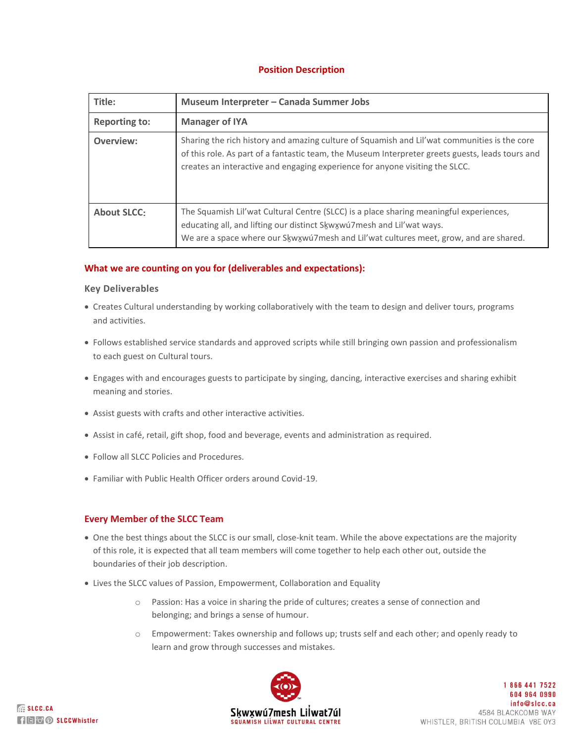## Position Description

| Title: | Museum Interpreter – Canada Summer Jobs |
|---|---|
| Reporting to: | Manager of IYA |
| Overview: | Sharing the rich history and amazing culture of Squamish and Lil'wat communities is the core of this role. As part of a fantastic team, the Museum Interpreter greets guests, leads tours and creates an interactive and engaging experience for anyone visiting the SLCC. |
| About SLCC: | The Squamish Lil'wat Cultural Centre (SLCC) is a place sharing meaningful experiences, educating all, and lifting our distinct Sḵwx̱wú7mesh and Lil'wat ways. We are a space where our Sḵwx̱wú7mesh and Lil'wat cultures meet, grow, and are shared. |

## What we are counting on you for (deliverables and expectations):

### Key Deliverables

- Creates Cultural understanding by working collaboratively with the team to design and deliver tours, programs and activities.
- Follows established service standards and approved scripts while still bringing own passion and professionalism to each guest on Cultural tours.
- Engages with and encourages guests to participate by singing, dancing, interactive exercises and sharing exhibit meaning and stories.
- Assist guests with crafts and other interactive activities.
- Assist in café, retail, gift shop, food and beverage, events and administration as required.
- Follow all SLCC Policies and Procedures.
- Familiar with Public Health Officer orders around Covid-19.

## Every Member of the SLCC Team

- One the best things about the SLCC is our small, close-knit team. While the above expectations are the majority of this role, it is expected that all team members will come together to help each other out, outside the boundaries of their job description.
- Lives the SLCC values of Passion, Empowerment, Collaboration and Equality
    - Passion: Has a voice in sharing the pride of cultures; creates a sense of connection and belonging; and brings a sense of humour.
    - Empowerment: Takes ownership and follows up; trusts self and each other; and openly ready to learn and grow through successes and mistakes.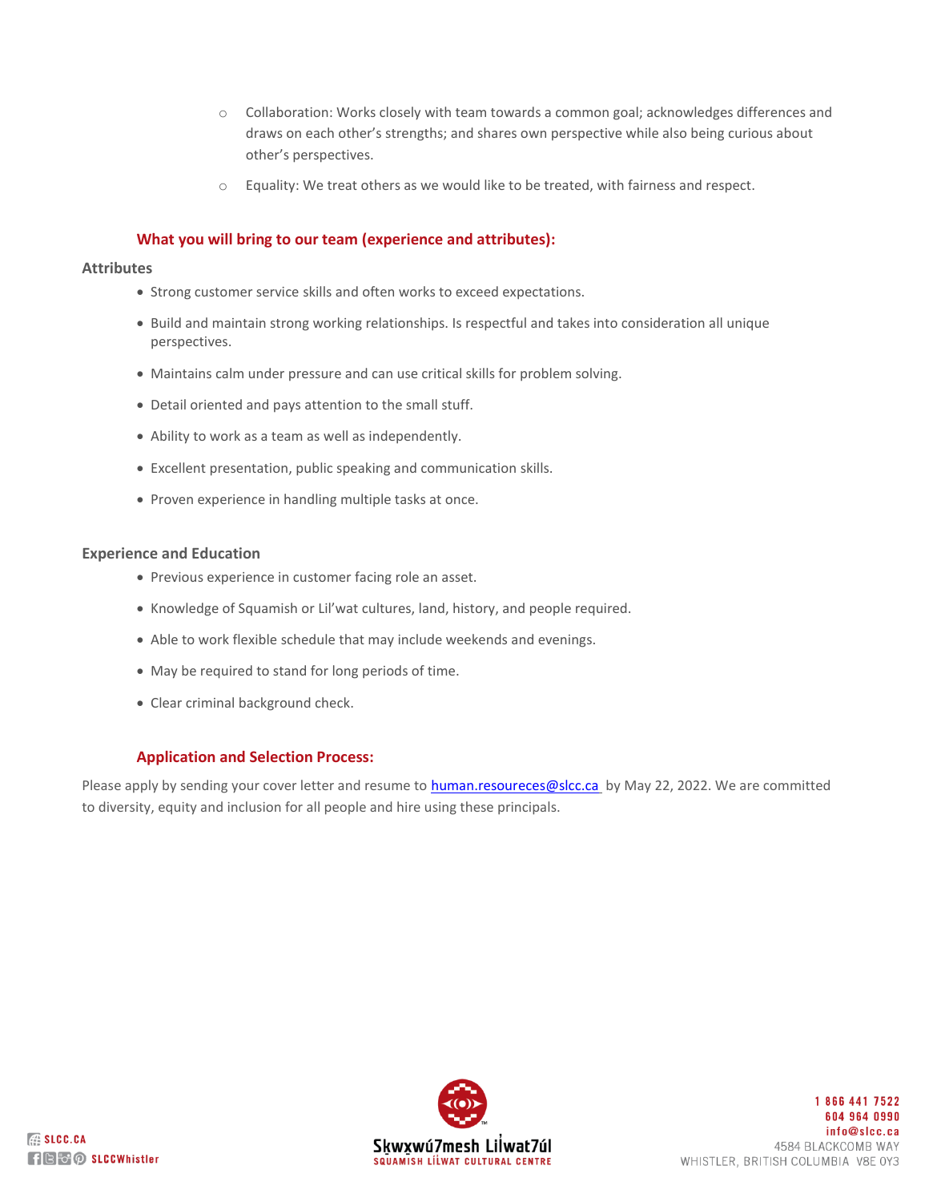- Collaboration: Works closely with team towards a common goal; acknowledges differences and draws on each other's strengths; and shares own perspective while also being curious about other's perspectives.
- Equality: We treat others as we would like to be treated, with fairness and respect.

## What you will bring to our team (experience and attributes):

### Attributes

- Strong customer service skills and often works to exceed expectations.
- Build and maintain strong working relationships. Is respectful and takes into consideration all unique perspectives.
- Maintains calm under pressure and can use critical skills for problem solving.
- Detail oriented and pays attention to the small stuff.
- Ability to work as a team as well as independently.
- Excellent presentation, public speaking and communication skills.
- Proven experience in handling multiple tasks at once.

### Experience and Education

- Previous experience in customer facing role an asset.
- Knowledge of Squamish or Lil'wat cultures, land, history, and people required.
- Able to work flexible schedule that may include weekends and evenings.
- May be required to stand for long periods of time.
- Clear criminal background check.

## Application and Selection Process:

Please apply by sending your cover letter and resume to human.resoureces@slcc.ca by May 22, 2022. We are committed to diversity, equity and inclusion for all people and hire using these principals.